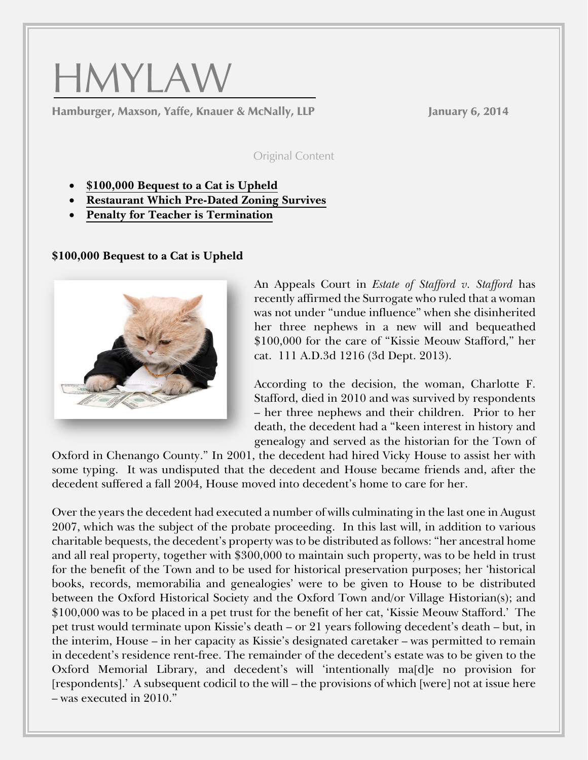# HMYLAW

**Hamburger, Maxson, Yaffe, Knauer & McNally, LLP** **January 6, 2014**

Original Content

- **$100,000 Bequest to a Cat is Upheld**
- **Restaurant Which Pre-Dated Zoning Survives**
- **Penalty for Teacher is Termination**

### $100,000 Bequest to a Cat is Upheld

An Appeals Court in *Estate of Stafford v. Stafford* has recently affirmed the Surrogate who ruled that a woman was not under "undue influence" when she disinherited her three nephews in a new will and bequeathed $100,000 for the care of "Kissie Meouw Stafford," her cat. 111 A.D.3d 1216 (3d Dept. 2013).

According to the decision, the woman, Charlotte F. Stafford, died in 2010 and was survived by respondents – her three nephews and their children. Prior to her death, the decedent had a "keen interest in history and genealogy and served as the historian for the Town of Oxford in Chenango County." In 2001, the decedent had hired Vicky House to assist her with some typing. It was undisputed that the decedent and House became friends and, after the decedent suffered a fall 2004, House moved into decedent's home to care for her.

Over the years the decedent had executed a number of wills culminating in the last one in August 2007, which was the subject of the probate proceeding. In this last will, in addition to various charitable bequests, the decedent's property was to be distributed as follows: "her ancestral home and all real property, together with $300,000 to maintain such property, was to be held in trust for the benefit of the Town and to be used for historical preservation purposes; her 'historical books, records, memorabilia and genealogies' were to be given to House to be distributed between the Oxford Historical Society and the Oxford Town and/or Village Historian(s); and $100,000 was to be placed in a pet trust for the benefit of her cat, 'Kissie Meouw Stafford.' The pet trust would terminate upon Kissie's death – or 21 years following decedent's death – but, in the interim, House – in her capacity as Kissie's designated caretaker – was permitted to remain in decedent's residence rent-free. The remainder of the decedent's estate was to be given to the Oxford Memorial Library, and decedent's will 'intentionally ma[d]e no provision for [respondents].' A subsequent codicil to the will – the provisions of which [were] not at issue here – was executed in 2010."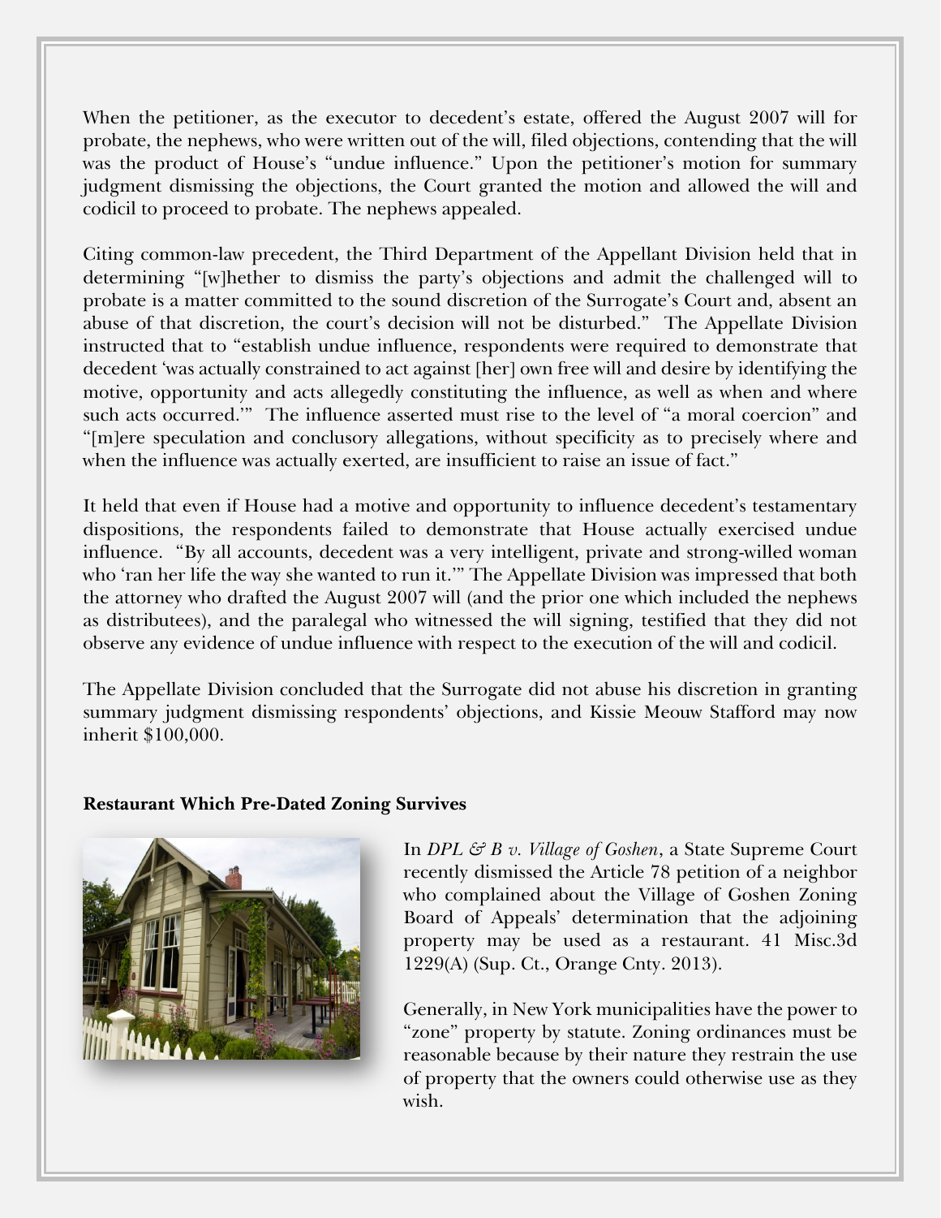When the petitioner, as the executor to decedent's estate, offered the August 2007 will for probate, the nephews, who were written out of the will, filed objections, contending that the will was the product of House's "undue influence." Upon the petitioner's motion for summary judgment dismissing the objections, the Court granted the motion and allowed the will and codicil to proceed to probate. The nephews appealed.

Citing common-law precedent, the Third Department of the Appellant Division held that in determining "[w]hether to dismiss the party's objections and admit the challenged will to probate is a matter committed to the sound discretion of the Surrogate's Court and, absent an abuse of that discretion, the court's decision will not be disturbed." The Appellate Division instructed that to "establish undue influence, respondents were required to demonstrate that decedent 'was actually constrained to act against [her] own free will and desire by identifying the motive, opportunity and acts allegedly constituting the influence, as well as when and where such acts occurred.'" The influence asserted must rise to the level of "a moral coercion" and "[m]ere speculation and conclusory allegations, without specificity as to precisely where and when the influence was actually exerted, are insufficient to raise an issue of fact."

It held that even if House had a motive and opportunity to influence decedent's testamentary dispositions, the respondents failed to demonstrate that House actually exercised undue influence. "By all accounts, decedent was a very intelligent, private and strong-willed woman who 'ran her life the way she wanted to run it.'" The Appellate Division was impressed that both the attorney who drafted the August 2007 will (and the prior one which included the nephews as distributees), and the paralegal who witnessed the will signing, testified that they did not observe any evidence of undue influence with respect to the execution of the will and codicil.

The Appellate Division concluded that the Surrogate did not abuse his discretion in granting summary judgment dismissing respondents' objections, and Kissie Meouw Stafford may now inherit $100,000.

**Restaurant Which Pre-Dated Zoning Survives**

In *DPL & B v. Village of Goshen*, a State Supreme Court recently dismissed the Article 78 petition of a neighbor who complained about the Village of Goshen Zoning Board of Appeals' determination that the adjoining property may be used as a restaurant. 41 Misc.3d 1229(A) (Sup. Ct., Orange Cnty. 2013).

Generally, in New York municipalities have the power to "zone" property by statute. Zoning ordinances must be reasonable because by their nature they restrain the use of property that the owners could otherwise use as they wish.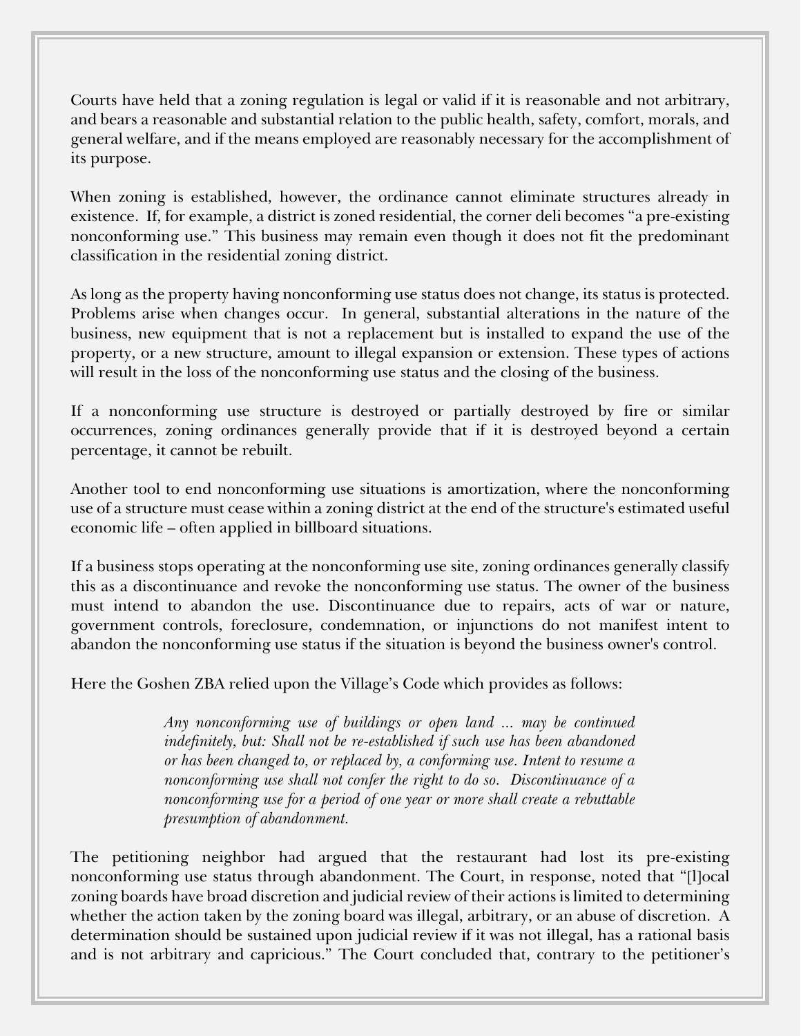Courts have held that a zoning regulation is legal or valid if it is reasonable and not arbitrary, and bears a reasonable and substantial relation to the public health, safety, comfort, morals, and general welfare, and if the means employed are reasonably necessary for the accomplishment of its purpose.

When zoning is established, however, the ordinance cannot eliminate structures already in existence. If, for example, a district is zoned residential, the corner deli becomes "a pre-existing nonconforming use." This business may remain even though it does not fit the predominant classification in the residential zoning district.

As long as the property having nonconforming use status does not change, its status is protected. Problems arise when changes occur. In general, substantial alterations in the nature of the business, new equipment that is not a replacement but is installed to expand the use of the property, or a new structure, amount to illegal expansion or extension. These types of actions will result in the loss of the nonconforming use status and the closing of the business.

If a nonconforming use structure is destroyed or partially destroyed by fire or similar occurrences, zoning ordinances generally provide that if it is destroyed beyond a certain percentage, it cannot be rebuilt.

Another tool to end nonconforming use situations is amortization, where the nonconforming use of a structure must cease within a zoning district at the end of the structure's estimated useful economic life – often applied in billboard situations.

If a business stops operating at the nonconforming use site, zoning ordinances generally classify this as a discontinuance and revoke the nonconforming use status. The owner of the business must intend to abandon the use. Discontinuance due to repairs, acts of war or nature, government controls, foreclosure, condemnation, or injunctions do not manifest intent to abandon the nonconforming use status if the situation is beyond the business owner's control.

Here the Goshen ZBA relied upon the Village's Code which provides as follows:

> *Any nonconforming use of buildings or open land ... may be continued indefinitely, but: Shall not be re-established if such use has been abandoned or has been changed to, or replaced by, a conforming use. Intent to resume a nonconforming use shall not confer the right to do so. Discontinuance of a nonconforming use for a period of one year or more shall create a rebuttable presumption of abandonment.*

The petitioning neighbor had argued that the restaurant had lost its pre-existing nonconforming use status through abandonment. The Court, in response, noted that "[l]ocal zoning boards have broad discretion and judicial review of their actions is limited to determining whether the action taken by the zoning board was illegal, arbitrary, or an abuse of discretion. A determination should be sustained upon judicial review if it was not illegal, has a rational basis and is not arbitrary and capricious." The Court concluded that, contrary to the petitioner's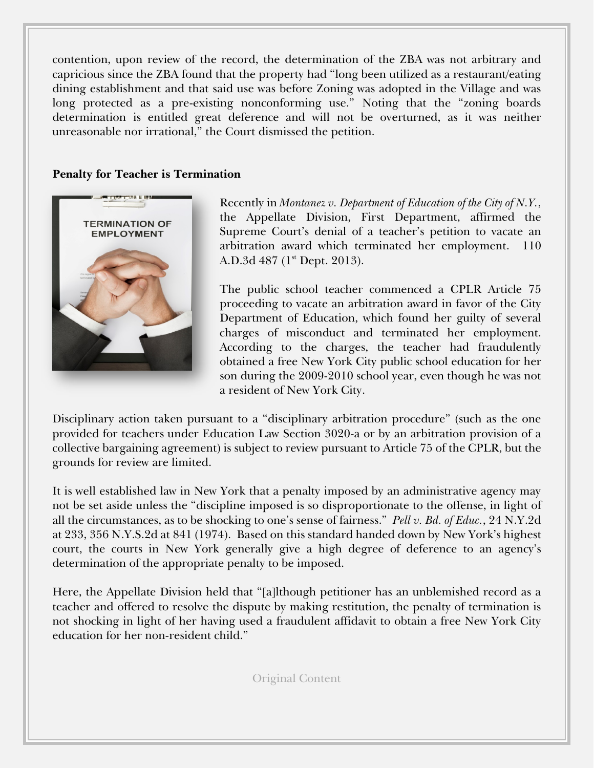contention, upon review of the record, the determination of the ZBA was not arbitrary and capricious since the ZBA found that the property had "long been utilized as a restaurant/eating dining establishment and that said use was before Zoning was adopted in the Village and was long protected as a pre-existing nonconforming use." Noting that the "zoning boards determination is entitled great deference and will not be overturned, as it was neither unreasonable nor irrational," the Court dismissed the petition.

**Penalty for Teacher is Termination**

Recently in *Montanez v. Department of Education of the City of N.Y.*, the Appellate Division, First Department, affirmed the Supreme Court's denial of a teacher's petition to vacate an arbitration award which terminated her employment. 110 A.D.3d 487 (1st Dept. 2013).

The public school teacher commenced a CPLR Article 75 proceeding to vacate an arbitration award in favor of the City Department of Education, which found her guilty of several charges of misconduct and terminated her employment. According to the charges, the teacher had fraudulently obtained a free New York City public school education for her son during the 2009-2010 school year, even though he was not a resident of New York City.

Disciplinary action taken pursuant to a "disciplinary arbitration procedure" (such as the one provided for teachers under Education Law Section 3020-a or by an arbitration provision of a collective bargaining agreement) is subject to review pursuant to Article 75 of the CPLR, but the grounds for review are limited.

It is well established law in New York that a penalty imposed by an administrative agency may not be set aside unless the "discipline imposed is so disproportionate to the offense, in light of all the circumstances, as to be shocking to one's sense of fairness." *Pell v. Bd. of Educ.*, 24 N.Y.2d at 233, 356 N.Y.S.2d at 841 (1974). Based on this standard handed down by New York's highest court, the courts in New York generally give a high degree of deference to an agency's determination of the appropriate penalty to be imposed.

Here, the Appellate Division held that "[a]lthough petitioner has an unblemished record as a teacher and offered to resolve the dispute by making restitution, the penalty of termination is not shocking in light of her having used a fraudulent affidavit to obtain a free New York City education for her non-resident child."

Original Content